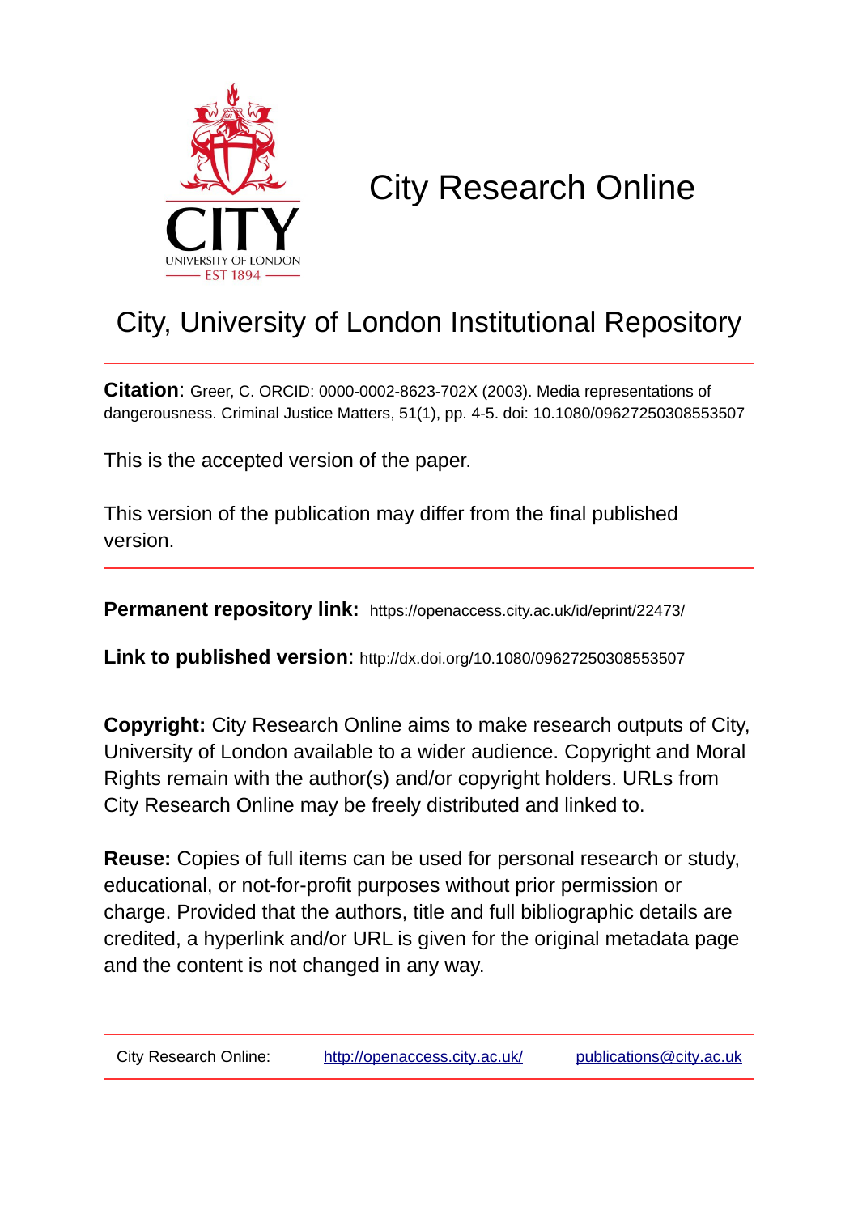# City Research Online

## City, University of London Institutional Repository

**Citation**: Greer, C. ORCID: 0000-0002-8623-702X (2003). Media representations of dangerousness. Criminal Justice Matters, 51(1), pp. 4-5. doi: 10.1080/09627250308553507

This is the accepted version of the paper.

This version of the publication may differ from the final published version.

**Permanent repository link:** https://openaccess.city.ac.uk/id/eprint/22473/

**Link to published version**: http://dx.doi.org/10.1080/09627250308553507

**Copyright:** City Research Online aims to make research outputs of City, University of London available to a wider audience. Copyright and Moral Rights remain with the author(s) and/or copyright holders. URLs from City Research Online may be freely distributed and linked to.

**Reuse:** Copies of full items can be used for personal research or study, educational, or not-for-profit purposes without prior permission or charge. Provided that the authors, title and full bibliographic details are credited, a hyperlink and/or URL is given for the original metadata page and the content is not changed in any way.

City Research Online: http://openaccess.city.ac.uk/ publications@city.ac.uk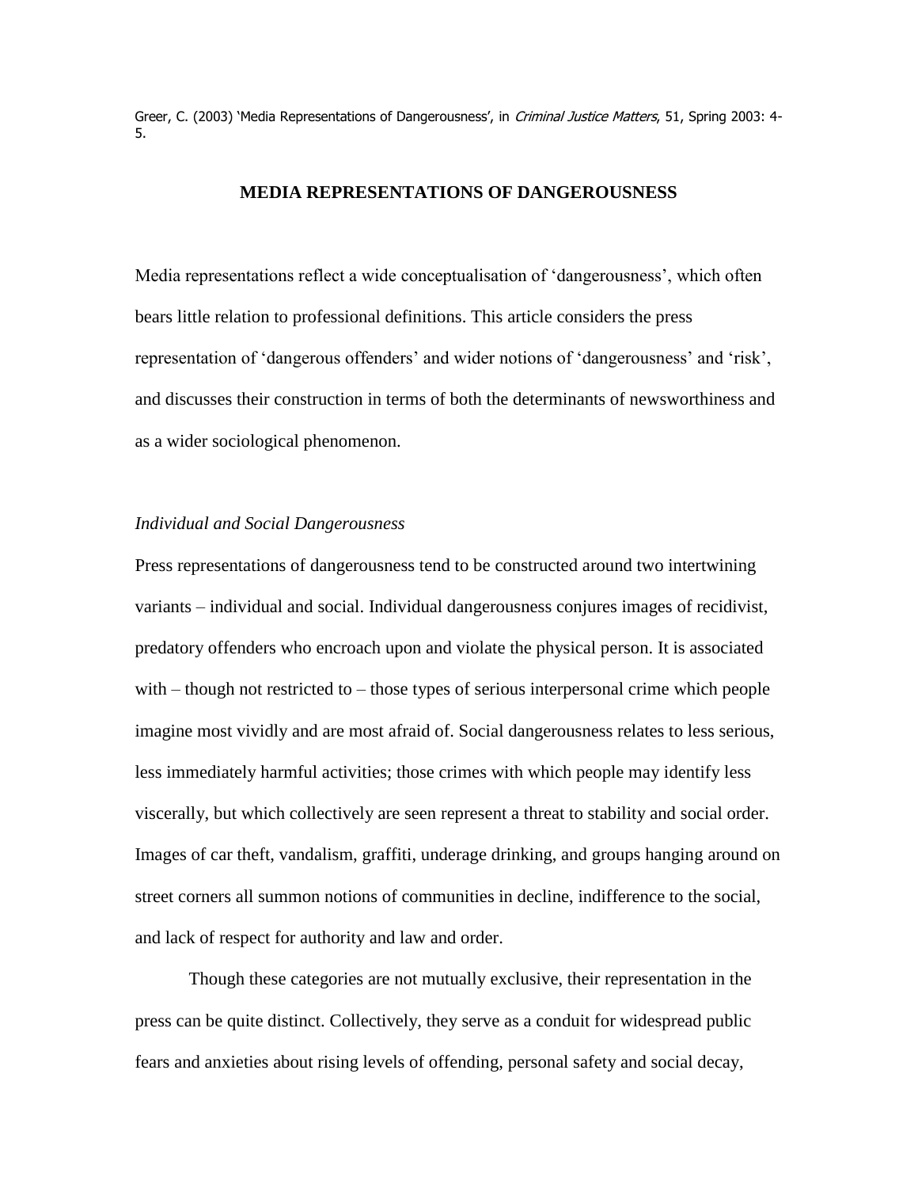Greer, C. (2003) 'Media Representations of Dangerousness', in *Criminal Justice Matters*, 51, Spring 2003: 4-5.

# MEDIA REPRESENTATIONS OF DANGEROUSNESS

Media representations reflect a wide conceptualisation of 'dangerousness', which often bears little relation to professional definitions. This article considers the press representation of 'dangerous offenders' and wider notions of 'dangerousness' and 'risk', and discusses their construction in terms of both the determinants of newsworthiness and as a wider sociological phenomenon.

### *Individual and Social Dangerousness*

Press representations of dangerousness tend to be constructed around two intertwining variants – individual and social. Individual dangerousness conjures images of recidivist, predatory offenders who encroach upon and violate the physical person. It is associated with – though not restricted to – those types of serious interpersonal crime which people imagine most vividly and are most afraid of. Social dangerousness relates to less serious, less immediately harmful activities; those crimes with which people may identify less viscerally, but which collectively are seen represent a threat to stability and social order. Images of car theft, vandalism, graffiti, underage drinking, and groups hanging around on street corners all summon notions of communities in decline, indifference to the social, and lack of respect for authority and law and order.

Though these categories are not mutually exclusive, their representation in the press can be quite distinct. Collectively, they serve as a conduit for widespread public fears and anxieties about rising levels of offending, personal safety and social decay,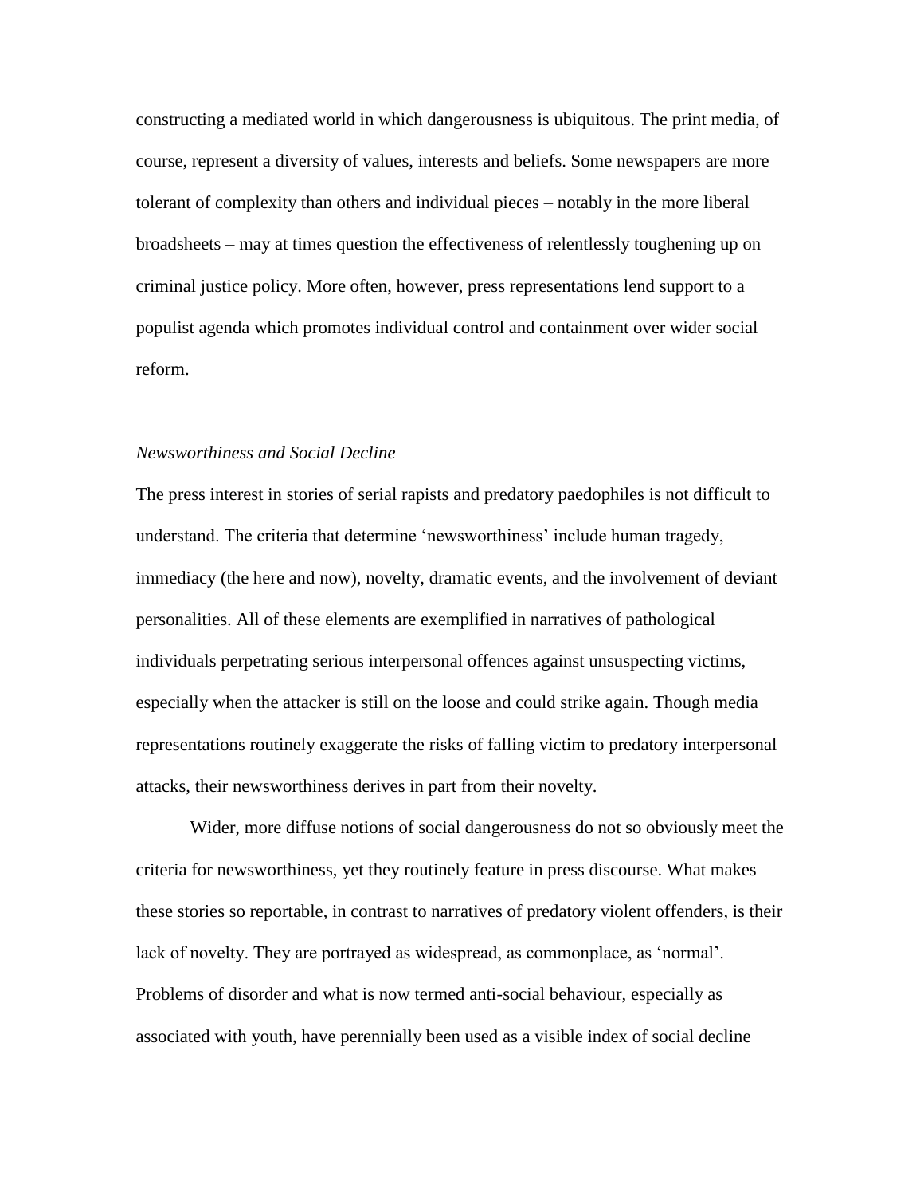constructing a mediated world in which dangerousness is ubiquitous. The print media, of course, represent a diversity of values, interests and beliefs. Some newspapers are more tolerant of complexity than others and individual pieces – notably in the more liberal broadsheets – may at times question the effectiveness of relentlessly toughening up on criminal justice policy. More often, however, press representations lend support to a populist agenda which promotes individual control and containment over wider social reform.

*Newsworthiness and Social Decline*

The press interest in stories of serial rapists and predatory paedophiles is not difficult to understand. The criteria that determine 'newsworthiness' include human tragedy, immediacy (the here and now), novelty, dramatic events, and the involvement of deviant personalities. All of these elements are exemplified in narratives of pathological individuals perpetrating serious interpersonal offences against unsuspecting victims, especially when the attacker is still on the loose and could strike again. Though media representations routinely exaggerate the risks of falling victim to predatory interpersonal attacks, their newsworthiness derives in part from their novelty.

Wider, more diffuse notions of social dangerousness do not so obviously meet the criteria for newsworthiness, yet they routinely feature in press discourse. What makes these stories so reportable, in contrast to narratives of predatory violent offenders, is their lack of novelty. They are portrayed as widespread, as commonplace, as 'normal'. Problems of disorder and what is now termed anti-social behaviour, especially as associated with youth, have perennially been used as a visible index of social decline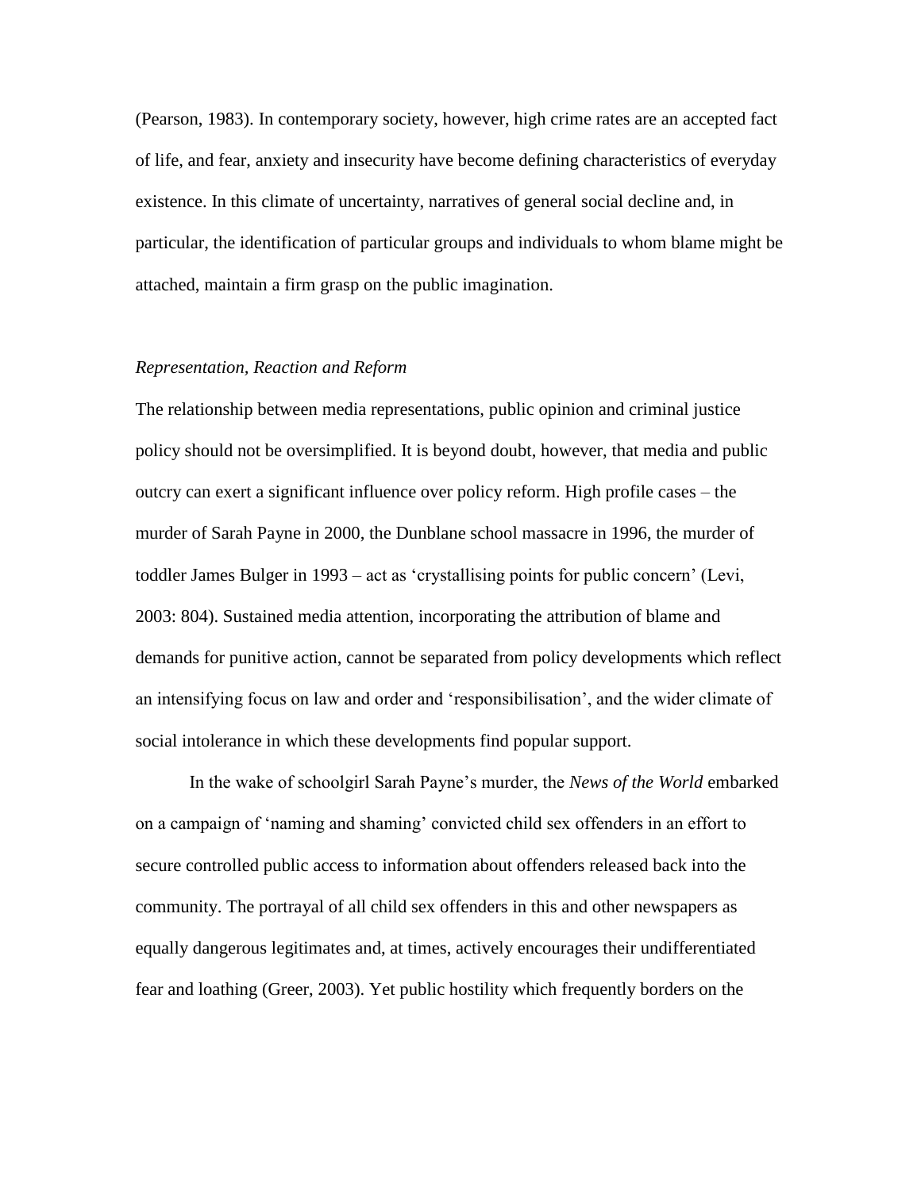(Pearson, 1983). In contemporary society, however, high crime rates are an accepted fact of life, and fear, anxiety and insecurity have become defining characteristics of everyday existence. In this climate of uncertainty, narratives of general social decline and, in particular, the identification of particular groups and individuals to whom blame might be attached, maintain a firm grasp on the public imagination.

### *Representation, Reaction and Reform*

The relationship between media representations, public opinion and criminal justice policy should not be oversimplified. It is beyond doubt, however, that media and public outcry can exert a significant influence over policy reform. High profile cases – the murder of Sarah Payne in 2000, the Dunblane school massacre in 1996, the murder of toddler James Bulger in 1993 – act as 'crystallising points for public concern' (Levi, 2003: 804). Sustained media attention, incorporating the attribution of blame and demands for punitive action, cannot be separated from policy developments which reflect an intensifying focus on law and order and 'responsibilisation', and the wider climate of social intolerance in which these developments find popular support.

In the wake of schoolgirl Sarah Payne's murder, the *News of the World* embarked on a campaign of 'naming and shaming' convicted child sex offenders in an effort to secure controlled public access to information about offenders released back into the community. The portrayal of all child sex offenders in this and other newspapers as equally dangerous legitimates and, at times, actively encourages their undifferentiated fear and loathing (Greer, 2003). Yet public hostility which frequently borders on the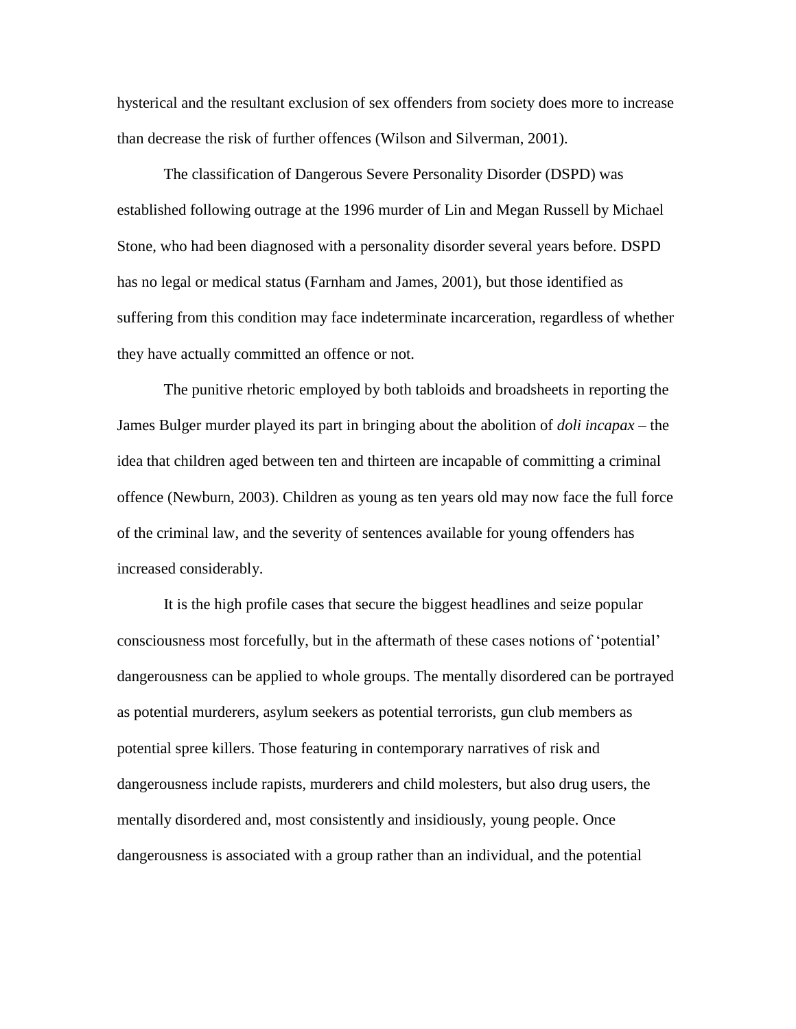hysterical and the resultant exclusion of sex offenders from society does more to increase than decrease the risk of further offences (Wilson and Silverman, 2001).

The classification of Dangerous Severe Personality Disorder (DSPD) was established following outrage at the 1996 murder of Lin and Megan Russell by Michael Stone, who had been diagnosed with a personality disorder several years before. DSPD has no legal or medical status (Farnham and James, 2001), but those identified as suffering from this condition may face indeterminate incarceration, regardless of whether they have actually committed an offence or not.

The punitive rhetoric employed by both tabloids and broadsheets in reporting the James Bulger murder played its part in bringing about the abolition of *doli incapax* – the idea that children aged between ten and thirteen are incapable of committing a criminal offence (Newburn, 2003). Children as young as ten years old may now face the full force of the criminal law, and the severity of sentences available for young offenders has increased considerably.

It is the high profile cases that secure the biggest headlines and seize popular consciousness most forcefully, but in the aftermath of these cases notions of 'potential' dangerousness can be applied to whole groups. The mentally disordered can be portrayed as potential murderers, asylum seekers as potential terrorists, gun club members as potential spree killers. Those featuring in contemporary narratives of risk and dangerousness include rapists, murderers and child molesters, but also drug users, the mentally disordered and, most consistently and insidiously, young people. Once dangerousness is associated with a group rather than an individual, and the potential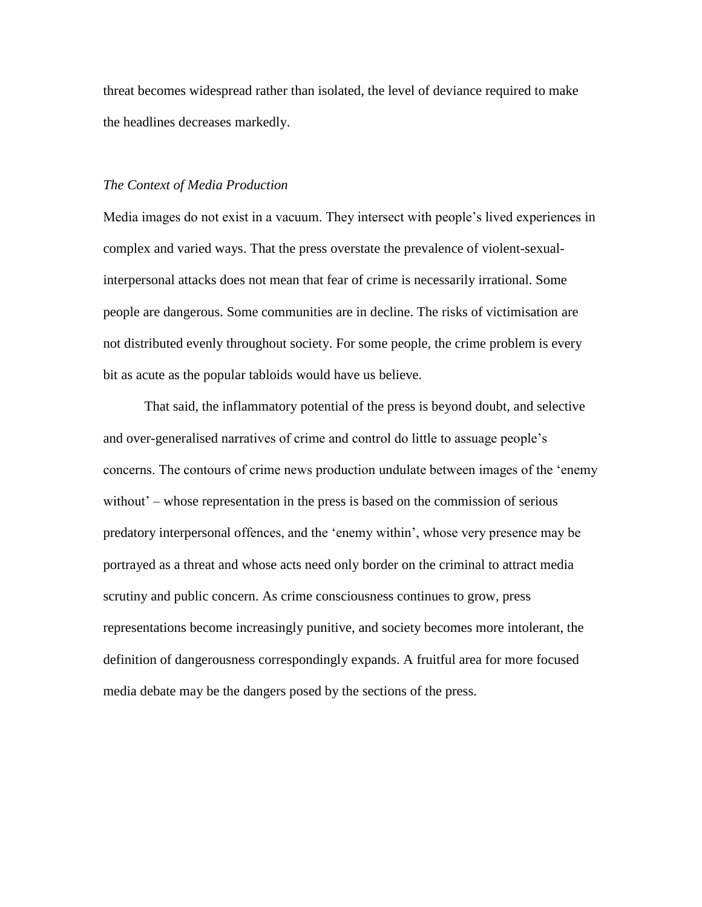threat becomes widespread rather than isolated, the level of deviance required to make the headlines decreases markedly.

*The Context of Media Production*

Media images do not exist in a vacuum. They intersect with people's lived experiences in complex and varied ways. That the press overstate the prevalence of violent-sexual-interpersonal attacks does not mean that fear of crime is necessarily irrational. Some people are dangerous. Some communities are in decline. The risks of victimisation are not distributed evenly throughout society. For some people, the crime problem is every bit as acute as the popular tabloids would have us believe.

That said, the inflammatory potential of the press is beyond doubt, and selective and over-generalised narratives of crime and control do little to assuage people's concerns. The contours of crime news production undulate between images of the 'enemy without' – whose representation in the press is based on the commission of serious predatory interpersonal offences, and the 'enemy within', whose very presence may be portrayed as a threat and whose acts need only border on the criminal to attract media scrutiny and public concern. As crime consciousness continues to grow, press representations become increasingly punitive, and society becomes more intolerant, the definition of dangerousness correspondingly expands. A fruitful area for more focused media debate may be the dangers posed by the sections of the press.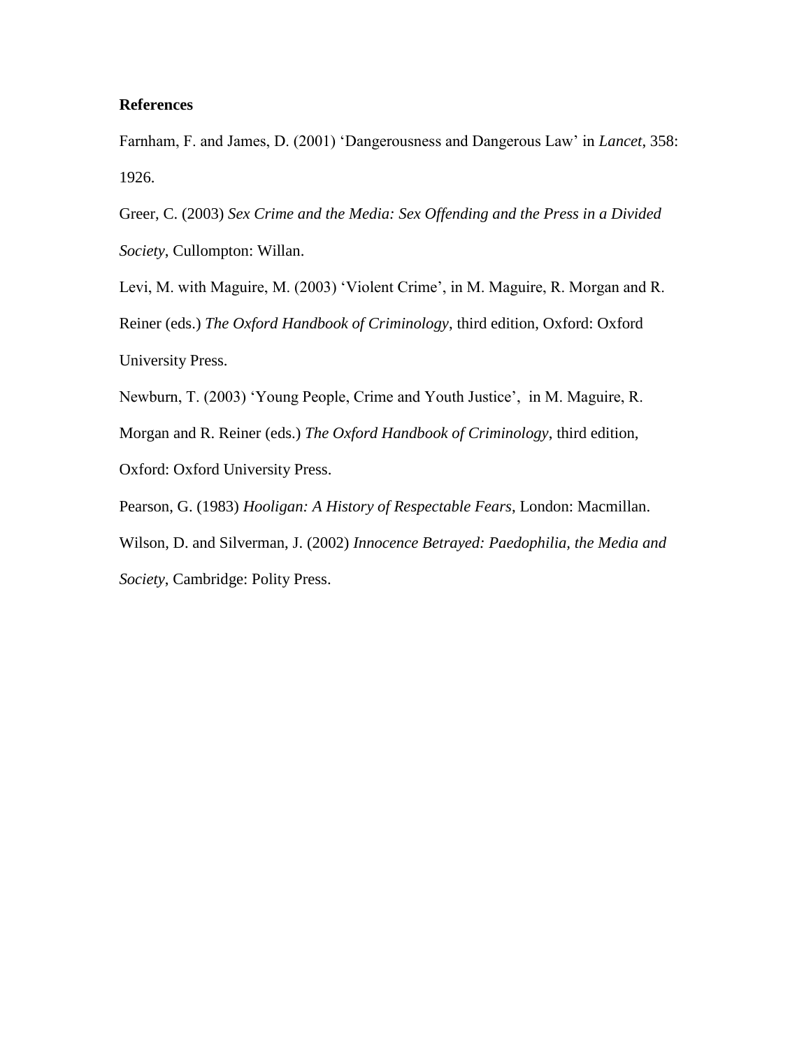**References**

Farnham, F. and James, D. (2001) 'Dangerousness and Dangerous Law' in *Lancet*, 358: 1926.

Greer, C. (2003) *Sex Crime and the Media: Sex Offending and the Press in a Divided Society*, Cullompton: Willan.

Levi, M. with Maguire, M. (2003) 'Violent Crime', in M. Maguire, R. Morgan and R. Reiner (eds.) *The Oxford Handbook of Criminology*, third edition, Oxford: Oxford University Press.

Newburn, T. (2003) 'Young People, Crime and Youth Justice', in M. Maguire, R. Morgan and R. Reiner (eds.) *The Oxford Handbook of Criminology*, third edition, Oxford: Oxford University Press.

Pearson, G. (1983) *Hooligan: A History of Respectable Fears*, London: Macmillan.

Wilson, D. and Silverman, J. (2002) *Innocence Betrayed: Paedophilia, the Media and Society*, Cambridge: Polity Press.